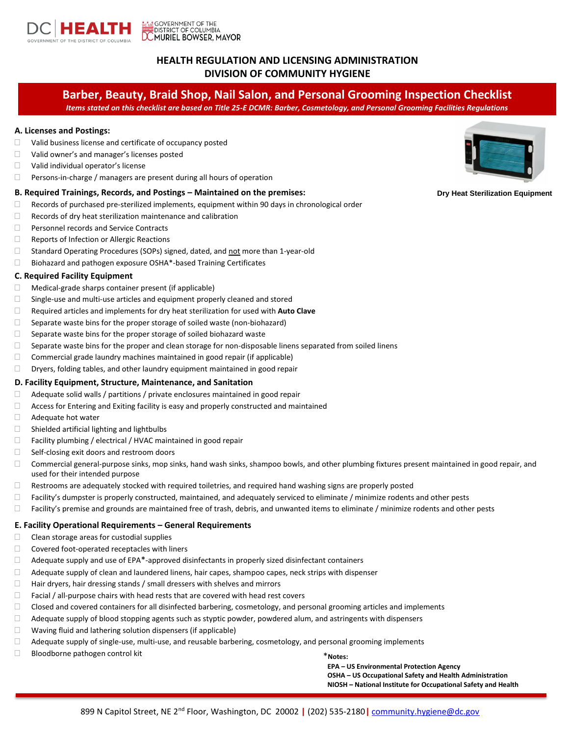DC HEALTH
GOVERNMENT OF THE DISTRICT OF COLUMBIA

GOVERNMENT OF THE DISTRICT OF COLUMBIA
MURIEL BOWSER, MAYOR

**HEALTH REGULATION AND LICENSING ADMINISTRATION**
**DIVISION OF COMMUNITY HYGIENE**

# Barber, Beauty, Braid Shop, Nail Salon, and Personal Grooming Inspection Checklist

*Items stated on this checklist are based on Title 25-E DCMR: Barber, Cosmetology, and Personal Grooming Facilities Regulations*

Dry Heat Sterilization Equipment

## A. Licenses and Postings:

- ☐ Valid business license and certificate of occupancy posted
- ☐ Valid owner's and manager's licenses posted
- ☐ Valid individual operator's license
- ☐ Persons-in-charge / managers are present during all hours of operation

## B. Required Trainings, Records, and Postings – Maintained on the premises:

- ☐ Records of purchased pre-sterilized implements, equipment within 90 days in chronological order
- ☐ Records of dry heat sterilization maintenance and calibration
- ☐ Personnel records and Service Contracts
- ☐ Reports of Infection or Allergic Reactions
- ☐ Standard Operating Procedures (SOPs) signed, dated, and not more than 1-year-old
- ☐ Biohazard and pathogen exposure OSHA*-based Training Certificates

## C. Required Facility Equipment

- ☐ Medical-grade sharps container present (if applicable)
- ☐ Single-use and multi-use articles and equipment properly cleaned and stored
- ☐ Required articles and implements for dry heat sterilization for used with **Auto Clave**
- ☐ Separate waste bins for the proper storage of soiled waste (non-biohazard)
- ☐ Separate waste bins for the proper storage of soiled biohazard waste
- ☐ Separate waste bins for the proper and clean storage for non-disposable linens separated from soiled linens
- ☐ Commercial grade laundry machines maintained in good repair (if applicable)
- ☐ Dryers, folding tables, and other laundry equipment maintained in good repair

## D. Facility Equipment, Structure, Maintenance, and Sanitation

- ☐ Adequate solid walls / partitions / private enclosures maintained in good repair
- ☐ Access for Entering and Exiting facility is easy and properly constructed and maintained
- ☐ Adequate hot water
- ☐ Shielded artificial lighting and lightbulbs
- ☐ Facility plumbing / electrical / HVAC maintained in good repair
- ☐ Self-closing exit doors and restroom doors
- ☐ Commercial general-purpose sinks, mop sinks, hand wash sinks, shampoo bowls, and other plumbing fixtures present maintained in good repair, and used for their intended purpose
- ☐ Restrooms are adequately stocked with required toiletries, and required hand washing signs are properly posted
- ☐ Facility's dumpster is properly constructed, maintained, and adequately serviced to eliminate / minimize rodents and other pests
- ☐ Facility's premise and grounds are maintained free of trash, debris, and unwanted items to eliminate / minimize rodents and other pests

## E. Facility Operational Requirements – General Requirements

- ☐ Clean storage areas for custodial supplies
- ☐ Covered foot-operated receptacles with liners
- ☐ Adequate supply and use of EPA*-approved disinfectants in properly sized disinfectant containers
- ☐ Adequate supply of clean and laundered linens, hair capes, shampoo capes, neck strips with dispenser
- ☐ Hair dryers, hair dressing stands / small dressers with shelves and mirrors
- ☐ Facial / all-purpose chairs with head rests that are covered with head rest covers
- ☐ Closed and covered containers for all disinfected barbering, cosmetology, and personal grooming articles and implements
- ☐ Adequate supply of blood stopping agents such as styptic powder, powdered alum, and astringents with dispensers
- ☐ Waving fluid and lathering solution dispensers (if applicable)
- ☐ Adequate supply of single-use, multi-use, and reusable barbering, cosmetology, and personal grooming implements
- ☐ Bloodborne pathogen control kit

***Notes:**
**EPA – US Environmental Protection Agency**
**OSHA – US Occupational Safety and Health Administration**
**NIOSH – National Institute for Occupational Safety and Health**

899 N Capitol Street, NE 2nd Floor, Washington, DC 20002 | (202) 535-2180 | community.hygiene@dc.gov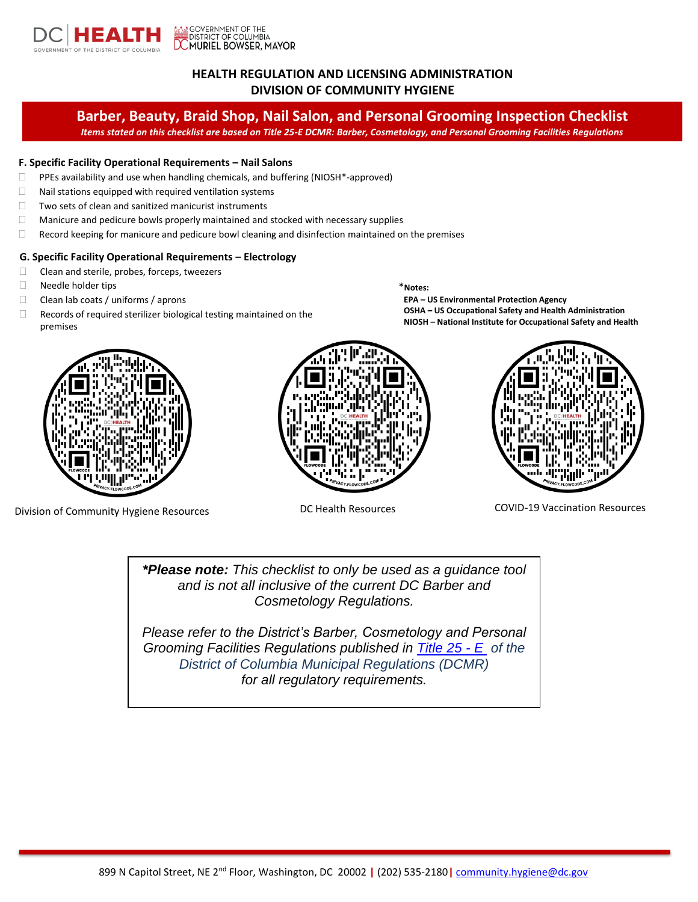HEALTH REGULATION AND LICENSING ADMINISTRATION
DIVISION OF COMMUNITY HYGIENE

# Barber, Beauty, Braid Shop, Nail Salon, and Personal Grooming Inspection Checklist

*Items stated on this checklist are based on Title 25-E DCMR: Barber, Cosmetology, and Personal Grooming Facilities Regulations*

### F. Specific Facility Operational Requirements – Nail Salons

- ☐ PPEs availability and use when handling chemicals, and buffering (NIOSH*-approved)
- ☐ Nail stations equipped with required ventilation systems
- ☐ Two sets of clean and sanitized manicurist instruments
- ☐ Manicure and pedicure bowls properly maintained and stocked with necessary supplies
- ☐ Record keeping for manicure and pedicure bowl cleaning and disinfection maintained on the premises

### G. Specific Facility Operational Requirements – Electrology

- ☐ Clean and sterile, probes, forceps, tweezers
- ☐ Needle holder tips
- ☐ Clean lab coats / uniforms / aprons
- ☐ Records of required sterilizer biological testing maintained on the premises

***Notes:**
**EPA – US Environmental Protection Agency**
**OSHA – US Occupational Safety and Health Administration**
**NIOSH – National Institute for Occupational Safety and Health**

Division of Community Hygiene Resources

DC Health Resources

COVID-19 Vaccination Resources

***Please note:** *This checklist to only be used as a guidance tool and is not all inclusive of the current DC Barber and Cosmetology Regulations.*

*Please refer to the District's Barber, Cosmetology and Personal Grooming Facilities Regulations published in Title 25 - E of the District of Columbia Municipal Regulations (DCMR) for all regulatory requirements.*

899 N Capitol Street, NE 2nd Floor, Washington, DC 20002 | (202) 535-2180 | community.hygiene@dc.gov